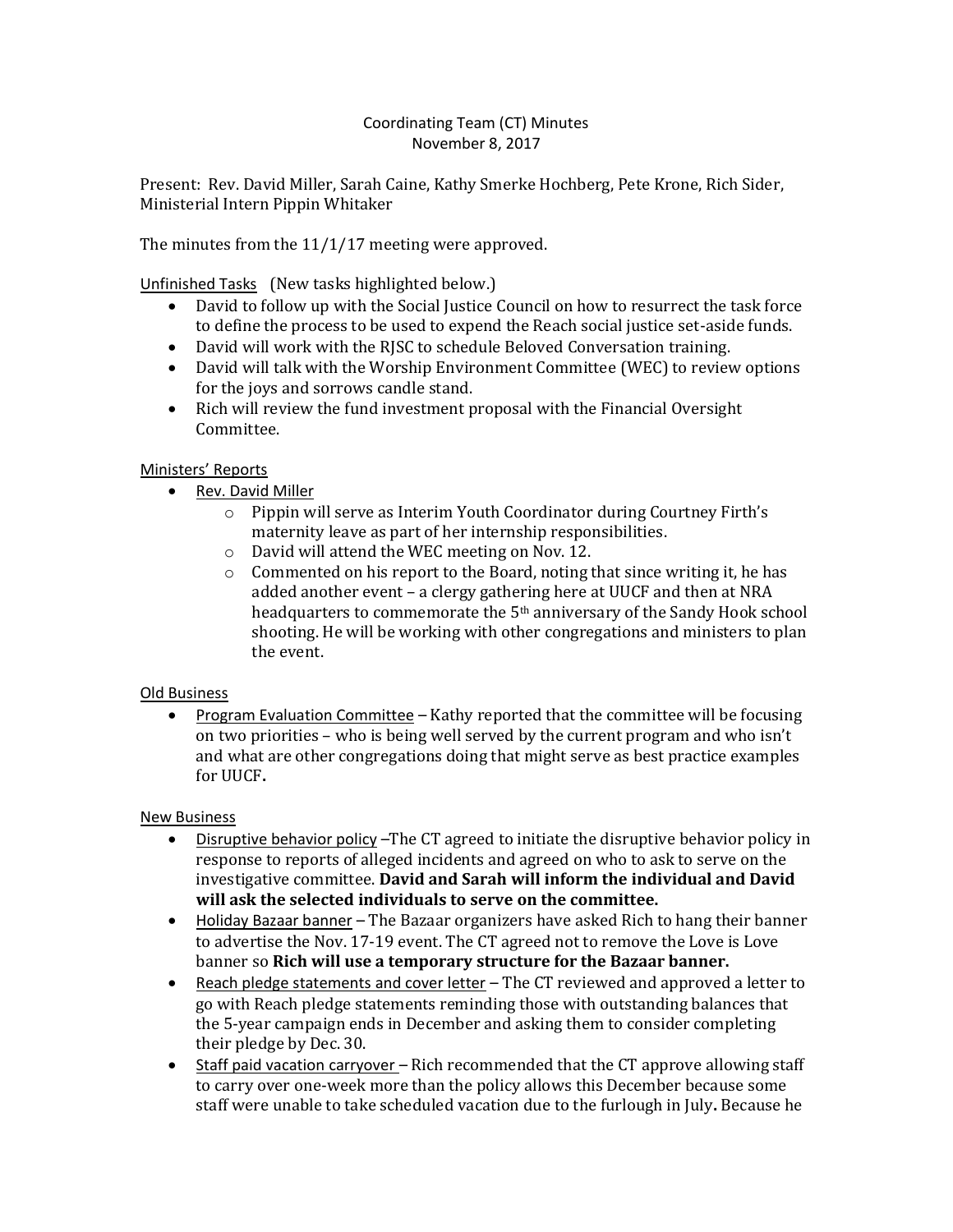Coordinating Team (CT) Minutes
November 8, 2017

Present: Rev. David Miller, Sarah Caine, Kathy Smerke Hochberg, Pete Krone, Rich Sider, Ministerial Intern Pippin Whitaker

The minutes from the 11/1/17 meeting were approved.

Unfinished Tasks (New tasks highlighted below.)

- David to follow up with the Social Justice Council on how to resurrect the task force to define the process to be used to expend the Reach social justice set-aside funds.
- David will work with the RJSC to schedule Beloved Conversation training.
- David will talk with the Worship Environment Committee (WEC) to review options for the joys and sorrows candle stand.
- Rich will review the fund investment proposal with the Financial Oversight Committee.

Ministers' Reports

- Rev. David Miller
  - Pippin will serve as Interim Youth Coordinator during Courtney Firth's maternity leave as part of her internship responsibilities.
  - David will attend the WEC meeting on Nov. 12.
  - Commented on his report to the Board, noting that since writing it, he has added another event – a clergy gathering here at UUCF and then at NRA headquarters to commemorate the 5th anniversary of the Sandy Hook school shooting. He will be working with other congregations and ministers to plan the event.

Old Business

- Program Evaluation Committee – Kathy reported that the committee will be focusing on two priorities – who is being well served by the current program and who isn't and what are other congregations doing that might serve as best practice examples for UUCF**.**

New Business

- Disruptive behavior policy –The CT agreed to initiate the disruptive behavior policy in response to reports of alleged incidents and agreed on who to ask to serve on the investigative committee. **David and Sarah will inform the individual and David will ask the selected individuals to serve on the committee.**
- Holiday Bazaar banner – The Bazaar organizers have asked Rich to hang their banner to advertise the Nov. 17-19 event. The CT agreed not to remove the Love is Love banner so **Rich will use a temporary structure for the Bazaar banner.**
- Reach pledge statements and cover letter – The CT reviewed and approved a letter to go with Reach pledge statements reminding those with outstanding balances that the 5-year campaign ends in December and asking them to consider completing their pledge by Dec. 30.
- Staff paid vacation carryover – Rich recommended that the CT approve allowing staff to carry over one-week more than the policy allows this December because some staff were unable to take scheduled vacation due to the furlough in July**.** Because he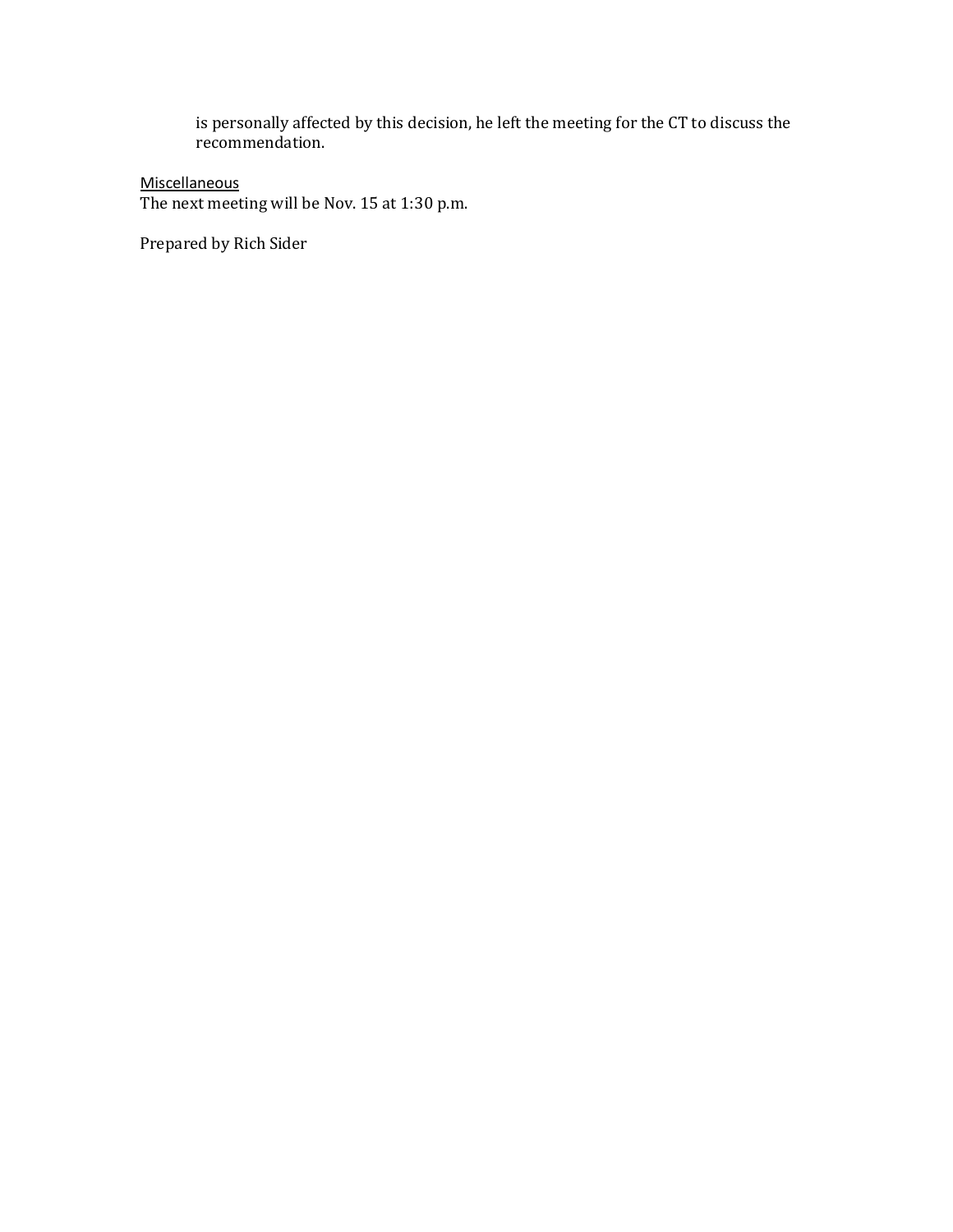is personally affected by this decision, he left the meeting for the CT to discuss the recommendation.

<u>Miscellaneous</u>
The next meeting will be Nov. 15 at 1:30 p.m.

Prepared by Rich Sider